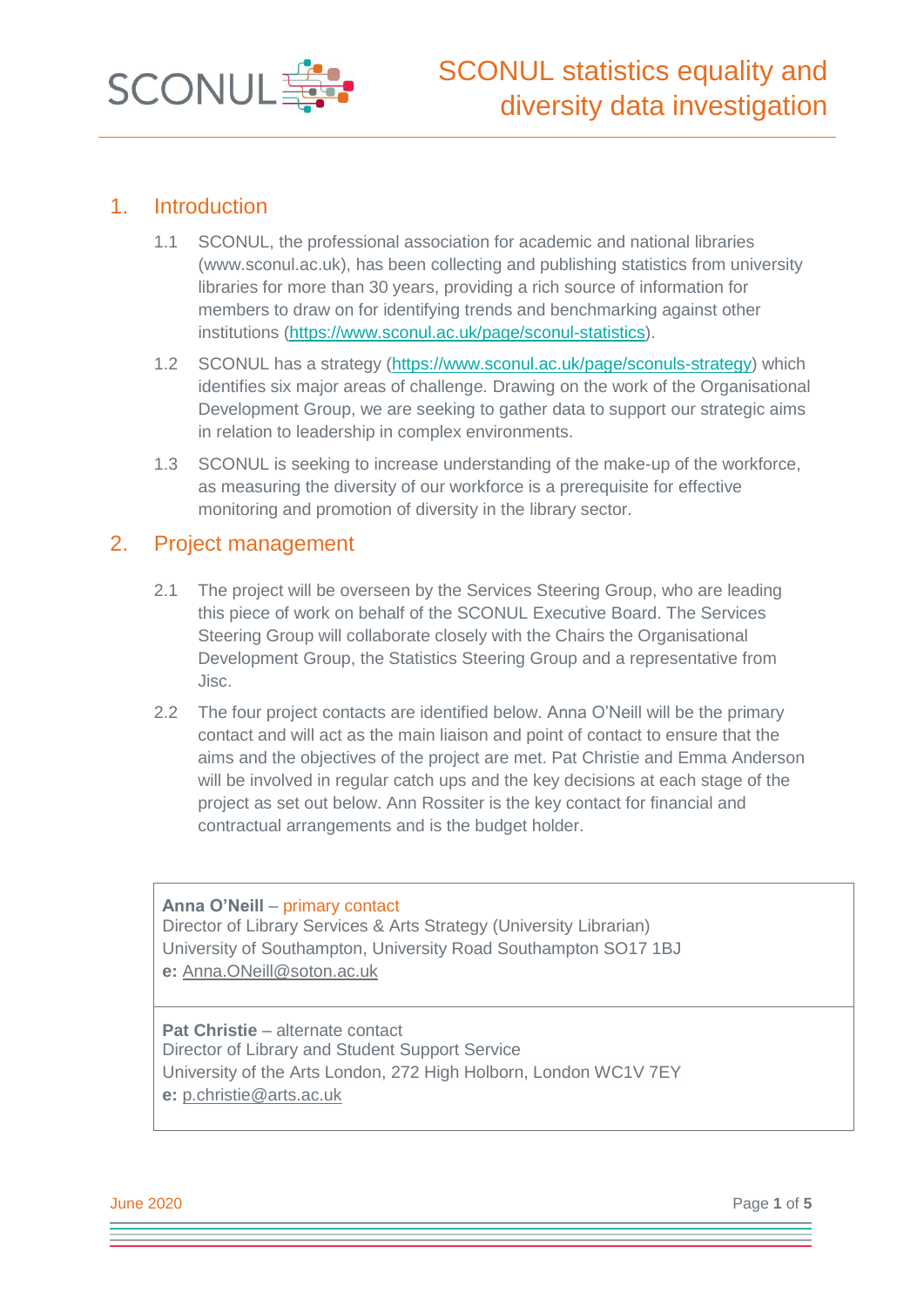# SCONUL statistics equality and diversity data investigation

## 1. Introduction

1.1 SCONUL, the professional association for academic and national libraries (www.sconul.ac.uk), has been collecting and publishing statistics from university libraries for more than 30 years, providing a rich source of information for members to draw on for identifying trends and benchmarking against other institutions (https://www.sconul.ac.uk/page/sconul-statistics).

1.2 SCONUL has a strategy (https://www.sconul.ac.uk/page/sconuls-strategy) which identifies six major areas of challenge. Drawing on the work of the Organisational Development Group, we are seeking to gather data to support our strategic aims in relation to leadership in complex environments.

1.3 SCONUL is seeking to increase understanding of the make-up of the workforce, as measuring the diversity of our workforce is a prerequisite for effective monitoring and promotion of diversity in the library sector.

## 2. Project management

2.1 The project will be overseen by the Services Steering Group, who are leading this piece of work on behalf of the SCONUL Executive Board. The Services Steering Group will collaborate closely with the Chairs the Organisational Development Group, the Statistics Steering Group and a representative from Jisc.

2.2 The four project contacts are identified below. Anna O'Neill will be the primary contact and will act as the main liaison and point of contact to ensure that the aims and the objectives of the project are met. Pat Christie and Emma Anderson will be involved in regular catch ups and the key decisions at each stage of the project as set out below. Ann Rossiter is the key contact for financial and contractual arrangements and is the budget holder.

**Anna O'Neill** – primary contact
Director of Library Services & Arts Strategy (University Librarian)
University of Southampton, University Road Southampton SO17 1BJ
**e:** Anna.ONeill@soton.ac.uk

**Pat Christie** – alternate contact
Director of Library and Student Support Service
University of the Arts London, 272 High Holborn, London WC1V 7EY
**e:** p.christie@arts.ac.uk

June 2020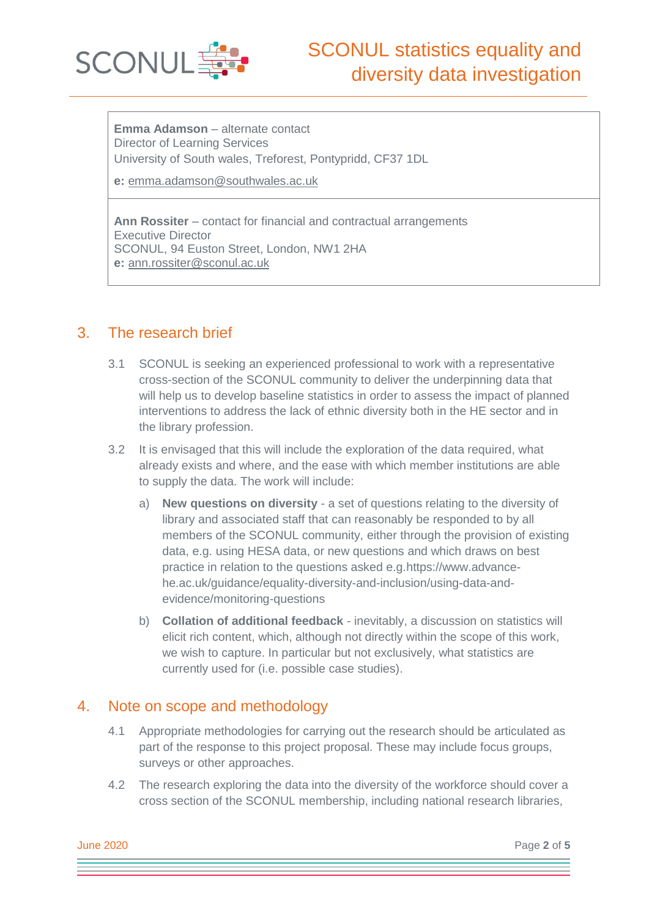**Emma Adamson** – alternate contact
Director of Learning Services
University of South wales, Treforest, Pontypridd, CF37 1DL

**e:** emma.adamson@southwales.ac.uk

**Ann Rossiter** – contact for financial and contractual arrangements
Executive Director
SCONUL, 94 Euston Street, London, NW1 2HA
**e:** ann.rossiter@sconul.ac.uk

## 3. The research brief

3.1 SCONUL is seeking an experienced professional to work with a representative cross-section of the SCONUL community to deliver the underpinning data that will help us to develop baseline statistics in order to assess the impact of planned interventions to address the lack of ethnic diversity both in the HE sector and in the library profession.

3.2 It is envisaged that this will include the exploration of the data required, what already exists and where, and the ease with which member institutions are able to supply the data. The work will include:

a) **New questions on diversity** - a set of questions relating to the diversity of library and associated staff that can reasonably be responded to by all members of the SCONUL community, either through the provision of existing data, e.g. using HESA data, or new questions and which draws on best practice in relation to the questions asked e.g.https://www.advance-he.ac.uk/guidance/equality-diversity-and-inclusion/using-data-and-evidence/monitoring-questions

b) **Collation of additional feedback** - inevitably, a discussion on statistics will elicit rich content, which, although not directly within the scope of this work, we wish to capture. In particular but not exclusively, what statistics are currently used for (i.e. possible case studies).

## 4. Note on scope and methodology

4.1 Appropriate methodologies for carrying out the research should be articulated as part of the response to this project proposal. These may include focus groups, surveys or other approaches.

4.2 The research exploring the data into the diversity of the workforce should cover a cross section of the SCONUL membership, including national research libraries,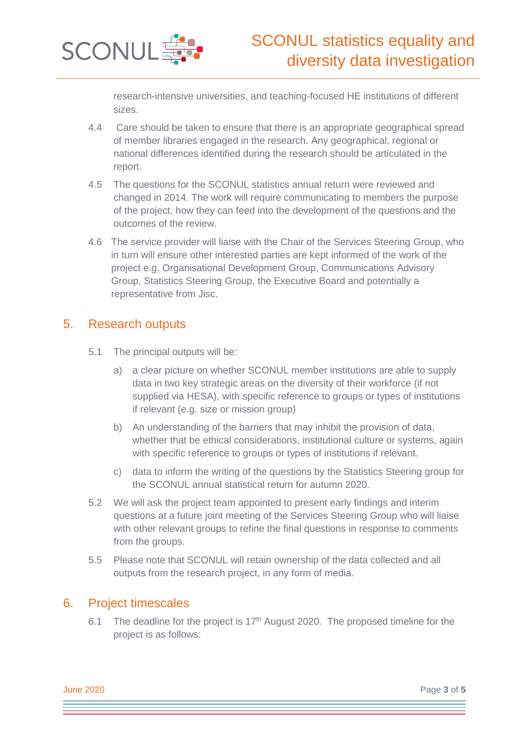research-intensive universities, and teaching-focused HE institutions of different sizes.

4.4 Care should be taken to ensure that there is an appropriate geographical spread of member libraries engaged in the research. Any geographical, regional or national differences identified during the research should be articulated in the report.

4.5 The questions for the SCONUL statistics annual return were reviewed and changed in 2014. The work will require communicating to members the purpose of the project, how they can feed into the development of the questions and the outcomes of the review.

4.6 The service provider will liaise with the Chair of the Services Steering Group, who in turn will ensure other interested parties are kept informed of the work of the project e.g. Organisational Development Group, Communications Advisory Group, Statistics Steering Group, the Executive Board and potentially a representative from Jisc.

## 5. Research outputs

5.1 The principal outputs will be:

a) a clear picture on whether SCONUL member institutions are able to supply data in two key strategic areas on the diversity of their workforce (if not supplied via HESA), with specific reference to groups or types of institutions if relevant (e.g. size or mission group)

b) An understanding of the barriers that may inhibit the provision of data, whether that be ethical considerations, institutional culture or systems, again with specific reference to groups or types of institutions if relevant.

c) data to inform the writing of the questions by the Statistics Steering group for the SCONUL annual statistical return for autumn 2020.

5.2 We will ask the project team appointed to present early findings and interim questions at a future joint meeting of the Services Steering Group who will liaise with other relevant groups to refine the final questions in response to comments from the groups.

5.5 Please note that SCONUL will retain ownership of the data collected and all outputs from the research project, in any form of media.

## 6. Project timescales

6.1 The deadline for the project is 17th August 2020. The proposed timeline for the project is as follows: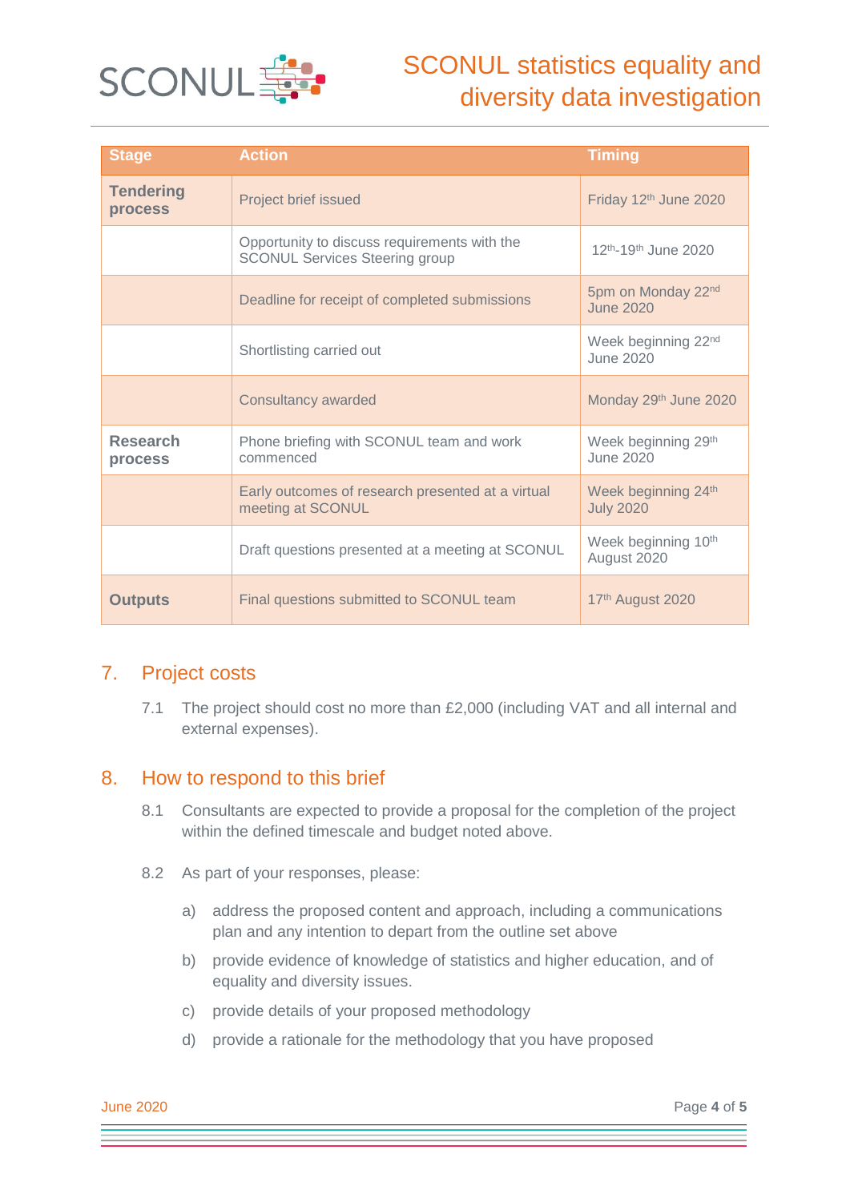| Stage | Action | Timing |
|---|---|---|
| **Tendering process** | Project brief issued | Friday 12th June 2020 |
| | Opportunity to discuss requirements with the SCONUL Services Steering group | 12th-19th June 2020 |
| | Deadline for receipt of completed submissions | 5pm on Monday 22nd June 2020 |
| | Shortlisting carried out | Week beginning 22nd June 2020 |
| | Consultancy awarded | Monday 29th June 2020 |
| **Research process** | Phone briefing with SCONUL team and work commenced | Week beginning 29th June 2020 |
| | Early outcomes of research presented at a virtual meeting at SCONUL | Week beginning 24th July 2020 |
| | Draft questions presented at a meeting at SCONUL | Week beginning 10th August 2020 |
| **Outputs** | Final questions submitted to SCONUL team | 17th August 2020 |

## 7. Project costs

7.1 The project should cost no more than £2,000 (including VAT and all internal and external expenses).

## 8. How to respond to this brief

8.1 Consultants are expected to provide a proposal for the completion of the project within the defined timescale and budget noted above.

8.2 As part of your responses, please:

a) address the proposed content and approach, including a communications plan and any intention to depart from the outline set above

b) provide evidence of knowledge of statistics and higher education, and of equality and diversity issues.

c) provide details of your proposed methodology

d) provide a rationale for the methodology that you have proposed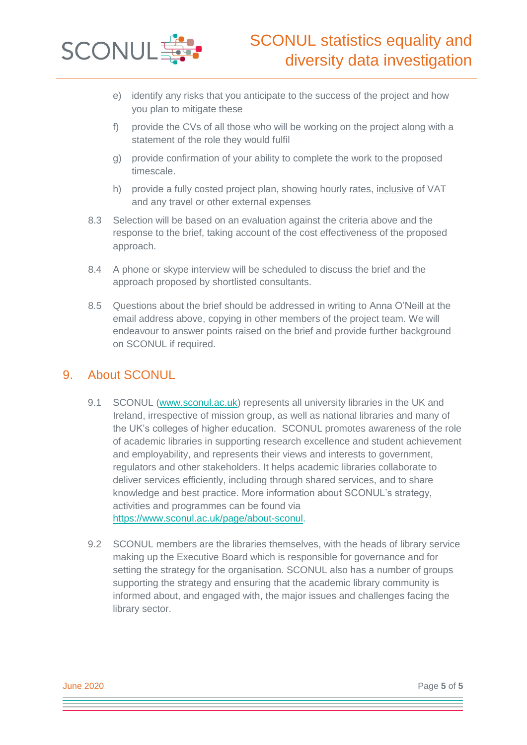e) identify any risks that you anticipate to the success of the project and how you plan to mitigate these

f) provide the CVs of all those who will be working on the project along with a statement of the role they would fulfil

g) provide confirmation of your ability to complete the work to the proposed timescale.

h) provide a fully costed project plan, showing hourly rates, inclusive of VAT and any travel or other external expenses

8.3 Selection will be based on an evaluation against the criteria above and the response to the brief, taking account of the cost effectiveness of the proposed approach.

8.4 A phone or skype interview will be scheduled to discuss the brief and the approach proposed by shortlisted consultants.

8.5 Questions about the brief should be addressed in writing to Anna O'Neill at the email address above, copying in other members of the project team. We will endeavour to answer points raised on the brief and provide further background on SCONUL if required.

## 9. About SCONUL

9.1 SCONUL (www.sconul.ac.uk) represents all university libraries in the UK and Ireland, irrespective of mission group, as well as national libraries and many of the UK's colleges of higher education. SCONUL promotes awareness of the role of academic libraries in supporting research excellence and student achievement and employability, and represents their views and interests to government, regulators and other stakeholders. It helps academic libraries collaborate to deliver services efficiently, including through shared services, and to share knowledge and best practice. More information about SCONUL's strategy, activities and programmes can be found via https://www.sconul.ac.uk/page/about-sconul.

9.2 SCONUL members are the libraries themselves, with the heads of library service making up the Executive Board which is responsible for governance and for setting the strategy for the organisation. SCONUL also has a number of groups supporting the strategy and ensuring that the academic library community is informed about, and engaged with, the major issues and challenges facing the library sector.